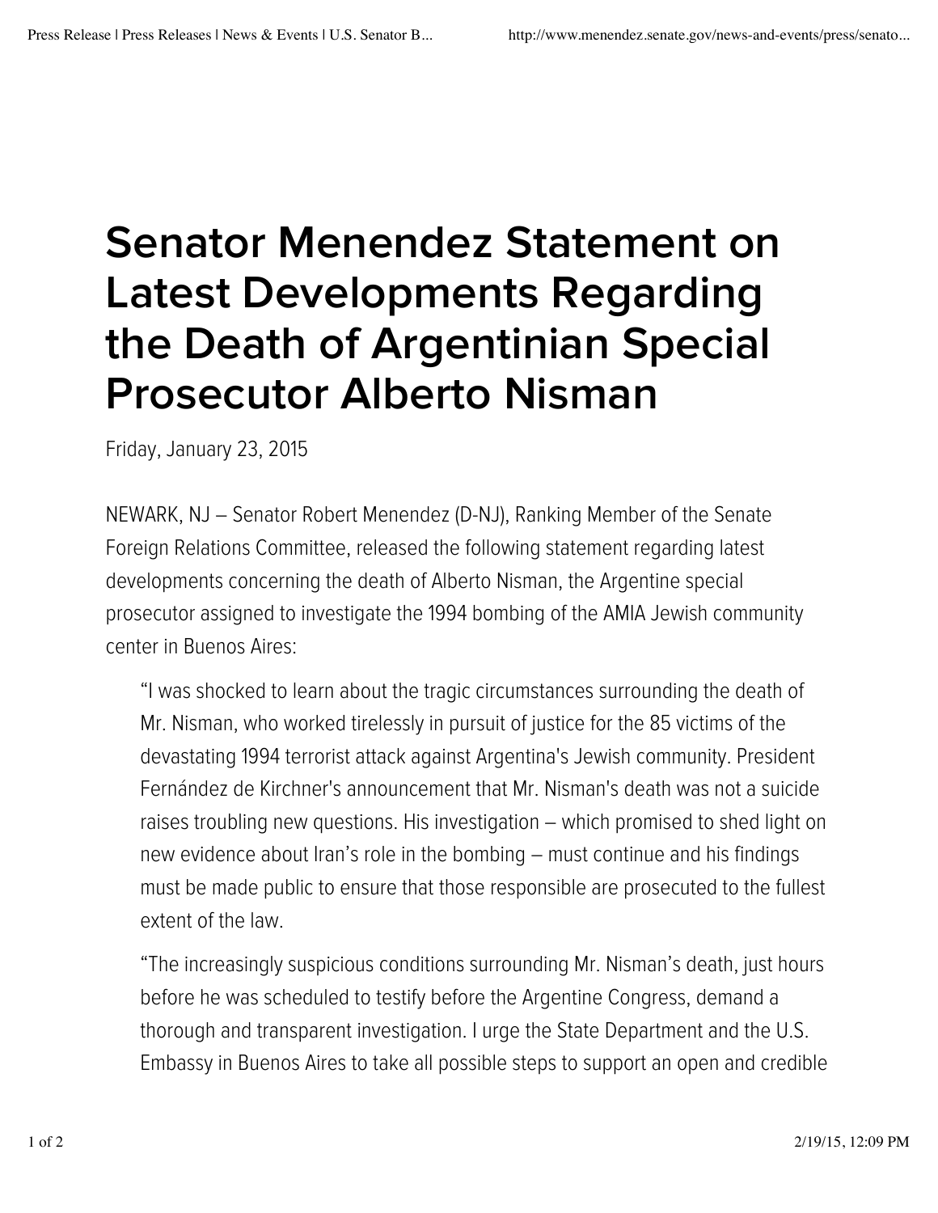# Senator Menendez Statement on Latest Developments Regarding the Death of Argentinian Special Prosecutor Alberto Nisman

Friday, January 23, 2015

NEWARK, NJ – Senator Robert Menendez (D-NJ), Ranking Member of the Senate Foreign Relations Committee, released the following statement regarding latest developments concerning the death of Alberto Nisman, the Argentine special prosecutor assigned to investigate the 1994 bombing of the AMIA Jewish community center in Buenos Aires:

> "I was shocked to learn about the tragic circumstances surrounding the death of Mr. Nisman, who worked tirelessly in pursuit of justice for the 85 victims of the devastating 1994 terrorist attack against Argentina's Jewish community. President Fernández de Kirchner's announcement that Mr. Nisman's death was not a suicide raises troubling new questions. His investigation – which promised to shed light on new evidence about Iran's role in the bombing – must continue and his findings must be made public to ensure that those responsible are prosecuted to the fullest extent of the law.
>
> "The increasingly suspicious conditions surrounding Mr. Nisman's death, just hours before he was scheduled to testify before the Argentine Congress, demand a thorough and transparent investigation. I urge the State Department and the U.S. Embassy in Buenos Aires to take all possible steps to support an open and credible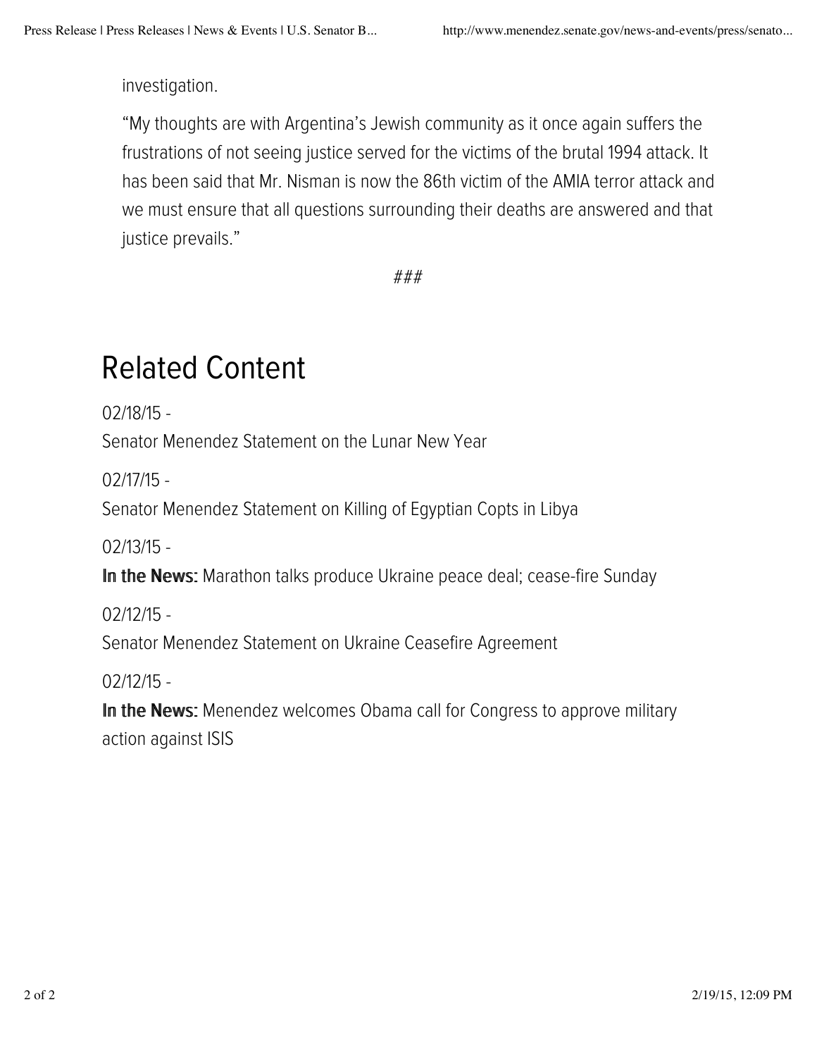investigation.

"My thoughts are with Argentina's Jewish community as it once again suffers the frustrations of not seeing justice served for the victims of the brutal 1994 attack. It has been said that Mr. Nisman is now the 86th victim of the AMIA terror attack and we must ensure that all questions surrounding their deaths are answered and that justice prevails."

###

# Related Content

02/18/15 -

Senator Menendez Statement on the Lunar New Year

02/17/15 -

Senator Menendez Statement on Killing of Egyptian Copts in Libya

02/13/15 -

**In the News:** Marathon talks produce Ukraine peace deal; cease-fire Sunday

02/12/15 -

Senator Menendez Statement on Ukraine Ceasefire Agreement

02/12/15 -

**In the News:** Menendez welcomes Obama call for Congress to approve military action against ISIS